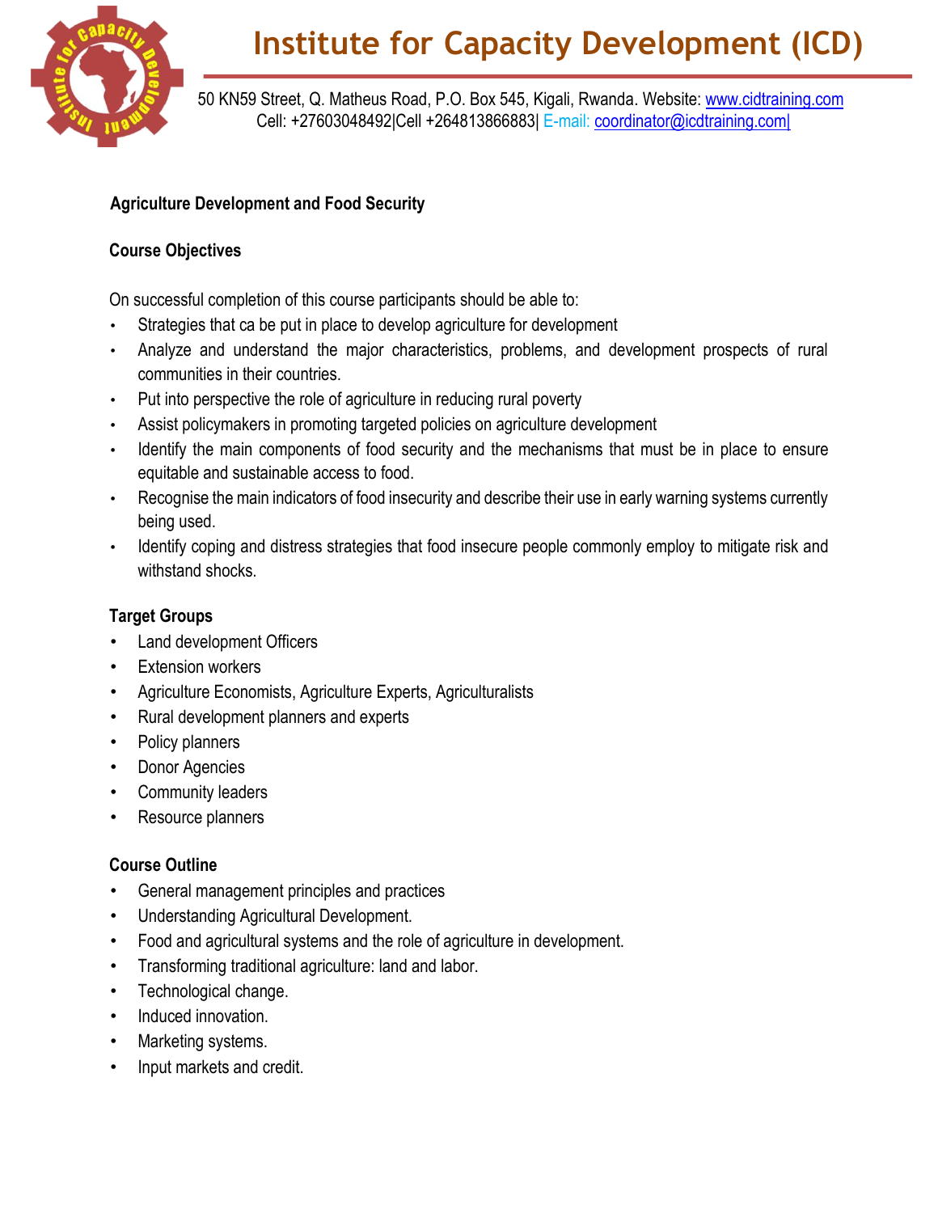# Institute for Capacity Development (ICD)

50 KN59 Street, Q. Matheus Road, P.O. Box 545, Kigali, Rwanda. Website: www.cidtraining.com
Cell: +27603048492|Cell +264813866883| E-mail: coordinator@icdtraining.com|

## Agriculture Development and Food Security

### Course Objectives

On successful completion of this course participants should be able to:

- Strategies that ca be put in place to develop agriculture for development
- Analyze and understand the major characteristics, problems, and development prospects of rural communities in their countries.
- Put into perspective the role of agriculture in reducing rural poverty
- Assist policymakers in promoting targeted policies on agriculture development
- Identify the main components of food security and the mechanisms that must be in place to ensure equitable and sustainable access to food.
- Recognise the main indicators of food insecurity and describe their use in early warning systems currently being used.
- Identify coping and distress strategies that food insecure people commonly employ to mitigate risk and withstand shocks.

### Target Groups

- Land development Officers
- Extension workers
- Agriculture Economists, Agriculture Experts, Agriculturalists
- Rural development planners and experts
- Policy planners
- Donor Agencies
- Community leaders
- Resource planners

### Course Outline

- General management principles and practices
- Understanding Agricultural Development.
- Food and agricultural systems and the role of agriculture in development.
- Transforming traditional agriculture: land and labor.
- Technological change.
- Induced innovation.
- Marketing systems.
- Input markets and credit.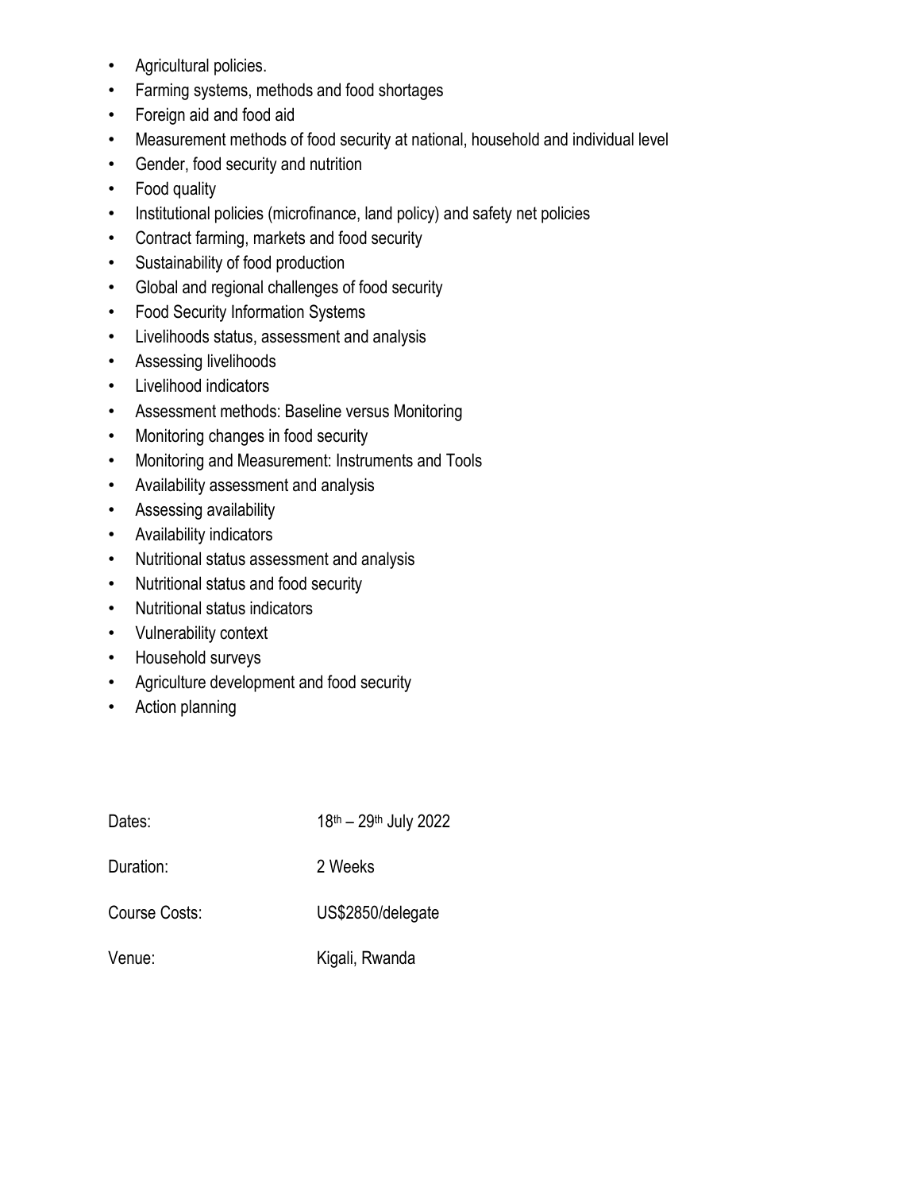- Agricultural policies.
- Farming systems, methods and food shortages
- Foreign aid and food aid
- Measurement methods of food security at national, household and individual level
- Gender, food security and nutrition
- Food quality
- Institutional policies (microfinance, land policy) and safety net policies
- Contract farming, markets and food security
- Sustainability of food production
- Global and regional challenges of food security
- Food Security Information Systems
- Livelihoods status, assessment and analysis
- Assessing livelihoods
- Livelihood indicators
- Assessment methods: Baseline versus Monitoring
- Monitoring changes in food security
- Monitoring and Measurement: Instruments and Tools
- Availability assessment and analysis
- Assessing availability
- Availability indicators
- Nutritional status assessment and analysis
- Nutritional status and food security
- Nutritional status indicators
- Vulnerability context
- Household surveys
- Agriculture development and food security
- Action planning

| | |
|---|---|
| Dates: | 18th – 29th July 2022 |
| Duration: | 2 Weeks |
| Course Costs: | US$2850/delegate |
| Venue: | Kigali, Rwanda |